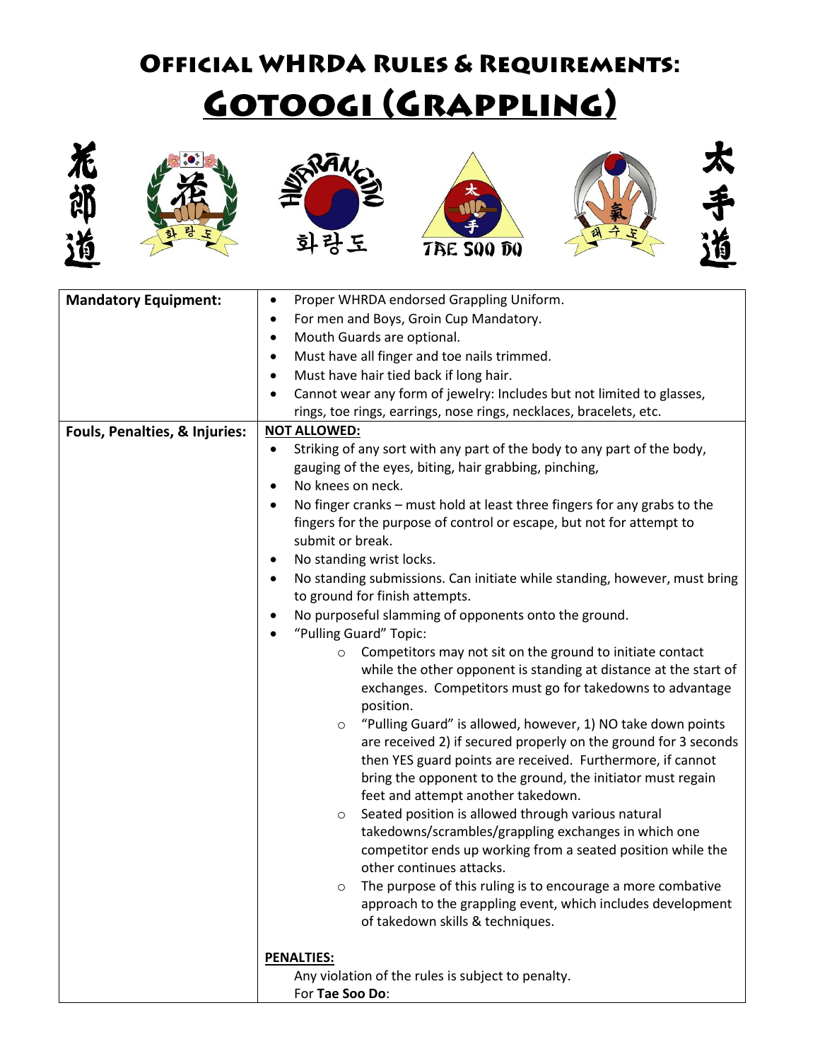# Official WHRDA Rules & Requirements:

## Gotoogi (Grappling)

花郎道 太手道

화랑도 TAE SOO DO

| Mandatory Equipment: | • Proper WHRDA endorsed Grappling Uniform.<br>• For men and Boys, Groin Cup Mandatory.<br>• Mouth Guards are optional.<br>• Must have all finger and toe nails trimmed.<br>• Must have hair tied back if long hair.<br>• Cannot wear any form of jewelry: Includes but not limited to glasses, rings, toe rings, earrings, nose rings, necklaces, bracelets, etc. |
|---|---|
| Fouls, Penalties, & Injuries: | **NOT ALLOWED:**<br>• Striking of any sort with any part of the body to any part of the body, gauging of the eyes, biting, hair grabbing, pinching,<br>• No knees on neck.<br>• No finger cranks – must hold at least three fingers for any grabs to the fingers for the purpose of control or escape, but not for attempt to submit or break.<br>• No standing wrist locks.<br>• No standing submissions. Can initiate while standing, however, must bring to ground for finish attempts.<br>• No purposeful slamming of opponents onto the ground.<br>• "Pulling Guard" Topic:<br>  ○ Competitors may not sit on the ground to initiate contact while the other opponent is standing at distance at the start of exchanges. Competitors must go for takedowns to advantage position.<br>  ○ "Pulling Guard" is allowed, however, 1) NO take down points are received 2) if secured properly on the ground for 3 seconds then YES guard points are received. Furthermore, if cannot bring the opponent to the ground, the initiator must regain feet and attempt another takedown.<br>  ○ Seated position is allowed through various natural takedowns/scrambles/grappling exchanges in which one competitor ends up working from a seated position while the other continues attacks.<br>  ○ The purpose of this ruling is to encourage a more combative approach to the grappling event, which includes development of takedown skills & techniques.<br><br>**PENALTIES:**<br>Any violation of the rules is subject to penalty.<br>For **Tae Soo Do**: |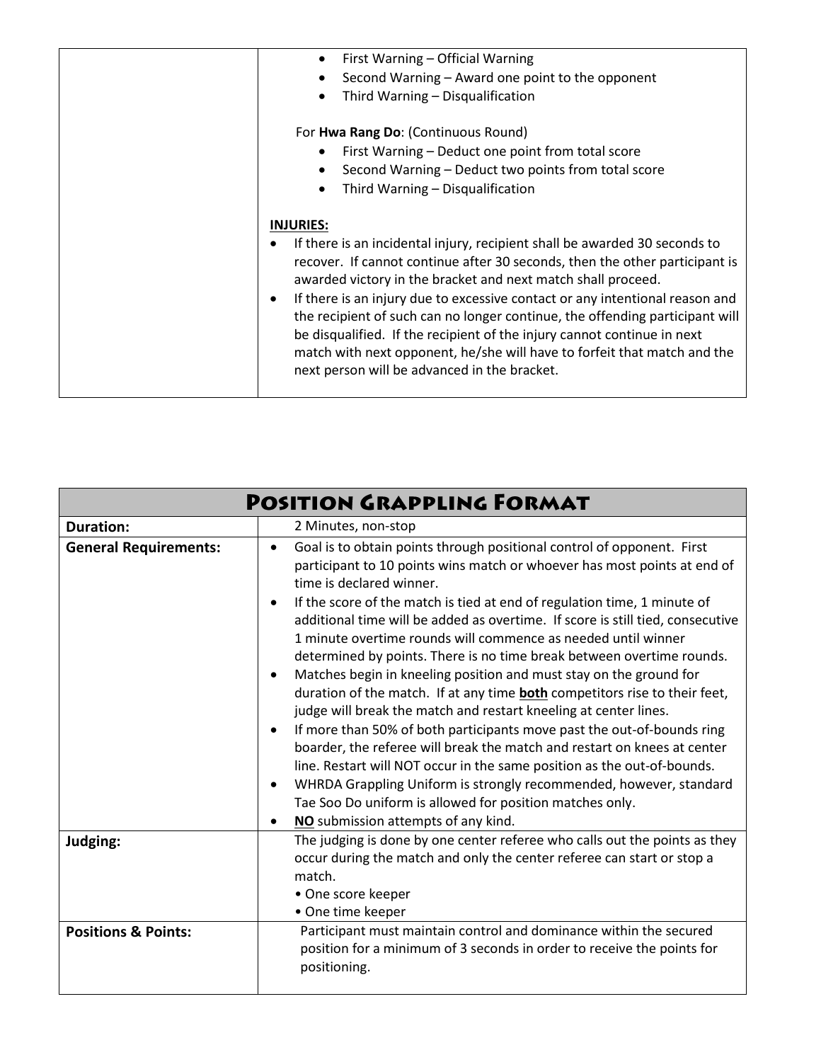| | |
|---|---|
| | • First Warning – Official Warning<br>• Second Warning – Award one point to the opponent<br>• Third Warning – Disqualification<br><br>For **Hwa Rang Do**: (Continuous Round)<br>• First Warning – Deduct one point from total score<br>• Second Warning – Deduct two points from total score<br>• Third Warning – Disqualification<br><br>**INJURIES:**<br>• If there is an incidental injury, recipient shall be awarded 30 seconds to recover. If cannot continue after 30 seconds, then the other participant is awarded victory in the bracket and next match shall proceed.<br>• If there is an injury due to excessive contact or any intentional reason and the recipient of such can no longer continue, the offending participant will be disqualified. If the recipient of the injury cannot continue in next match with next opponent, he/she will have to forfeit that match and the next person will be advanced in the bracket. |

| **Position Grappling Format** | |
|---|---|
| **Duration:** | 2 Minutes, non-stop |
| **General Requirements:** | • Goal is to obtain points through positional control of opponent. First participant to 10 points wins match or whoever has most points at end of time is declared winner.<br>• If the score of the match is tied at end of regulation time, 1 minute of additional time will be added as overtime. If score is still tied, consecutive 1 minute overtime rounds will commence as needed until winner determined by points. There is no time break between overtime rounds.<br>• Matches begin in kneeling position and must stay on the ground for duration of the match. If at any time **both** competitors rise to their feet, judge will break the match and restart kneeling at center lines.<br>• If more than 50% of both participants move past the out-of-bounds ring boarder, the referee will break the match and restart on knees at center line. Restart will NOT occur in the same position as the out-of-bounds.<br>• WHRDA Grappling Uniform is strongly recommended, however, standard Tae Soo Do uniform is allowed for position matches only.<br>• **NO** submission attempts of any kind. |
| **Judging:** | The judging is done by one center referee who calls out the points as they occur during the match and only the center referee can start or stop a match.<br>• One score keeper<br>• One time keeper |
| **Positions & Points:** | Participant must maintain control and dominance within the secured position for a minimum of 3 seconds in order to receive the points for positioning. |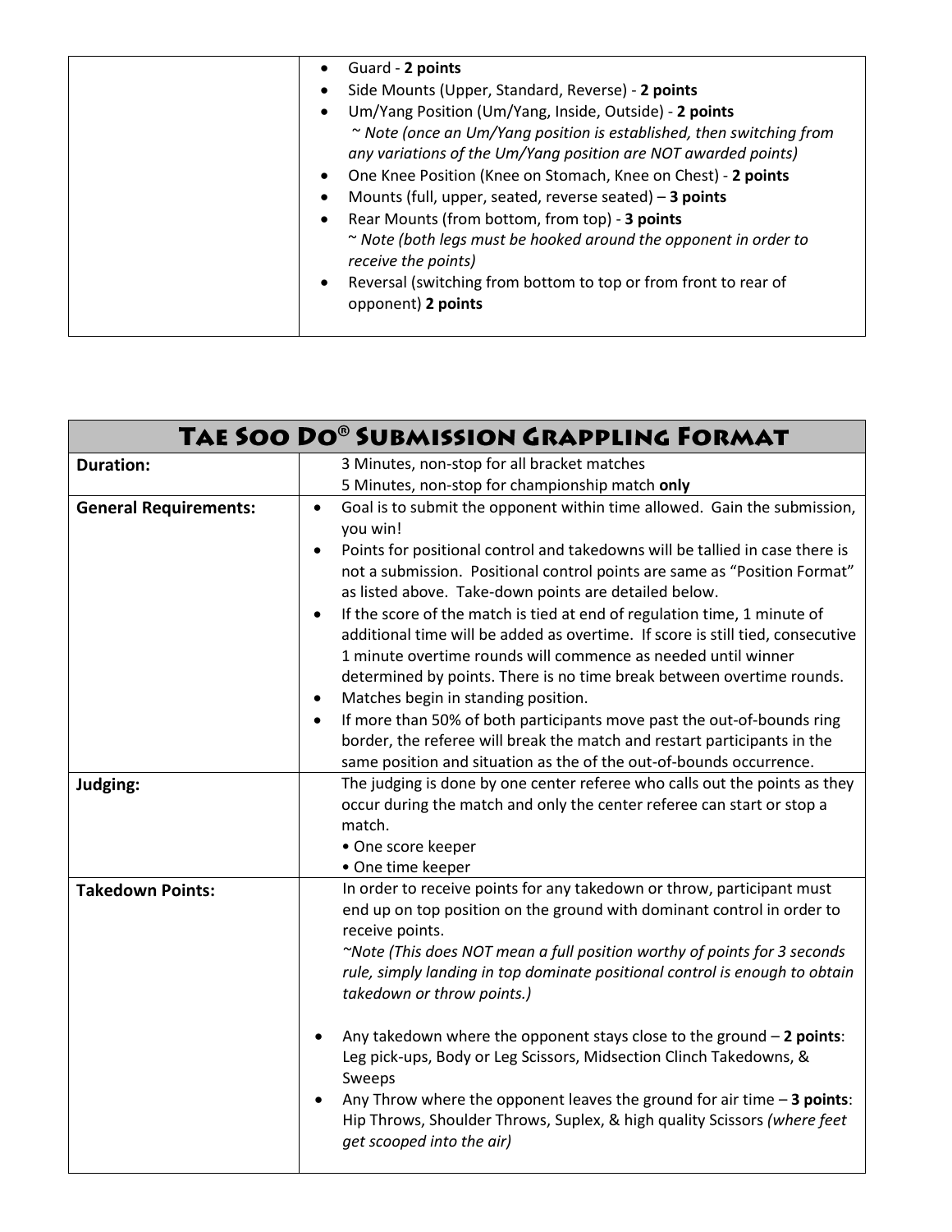| | |
|---|---|
| | • Guard - **2 points**<br>• Side Mounts (Upper, Standard, Reverse) - **2 points**<br>• Um/Yang Position (Um/Yang, Inside, Outside) - **2 points**<br>*~ Note (once an Um/Yang position is established, then switching from any variations of the Um/Yang position are NOT awarded points)*<br>• One Knee Position (Knee on Stomach, Knee on Chest) - **2 points**<br>• Mounts (full, upper, seated, reverse seated) – **3 points**<br>• Rear Mounts (from bottom, from top) - **3 points**<br>*~ Note (both legs must be hooked around the opponent in order to receive the points)*<br>• Reversal (switching from bottom to top or from front to rear of opponent) **2 points** |

| Tae Soo Do® Submission Grappling Format | |
|---|---|
| **Duration:** | 3 Minutes, non-stop for all bracket matches<br>5 Minutes, non-stop for championship match **only** |
| **General Requirements:** | • Goal is to submit the opponent within time allowed. Gain the submission, you win!<br>• Points for positional control and takedowns will be tallied in case there is not a submission. Positional control points are same as "Position Format" as listed above. Take-down points are detailed below.<br>• If the score of the match is tied at end of regulation time, 1 minute of additional time will be added as overtime. If score is still tied, consecutive 1 minute overtime rounds will commence as needed until winner determined by points. There is no time break between overtime rounds.<br>• Matches begin in standing position.<br>• If more than 50% of both participants move past the out-of-bounds ring border, the referee will break the match and restart participants in the same position and situation as the of the out-of-bounds occurrence. |
| **Judging:** | The judging is done by one center referee who calls out the points as they occur during the match and only the center referee can start or stop a match.<br>• One score keeper<br>• One time keeper |
| **Takedown Points:** | In order to receive points for any takedown or throw, participant must end up on top position on the ground with dominant control in order to receive points.<br>*~Note (This does NOT mean a full position worthy of points for 3 seconds rule, simply landing in top dominate positional control is enough to obtain takedown or throw points.)*<br><br>• Any takedown where the opponent stays close to the ground – **2 points**: Leg pick-ups, Body or Leg Scissors, Midsection Clinch Takedowns, & Sweeps<br>• Any Throw where the opponent leaves the ground for air time – **3 points**: Hip Throws, Shoulder Throws, Suplex, & high quality Scissors *(where feet get scooped into the air)* |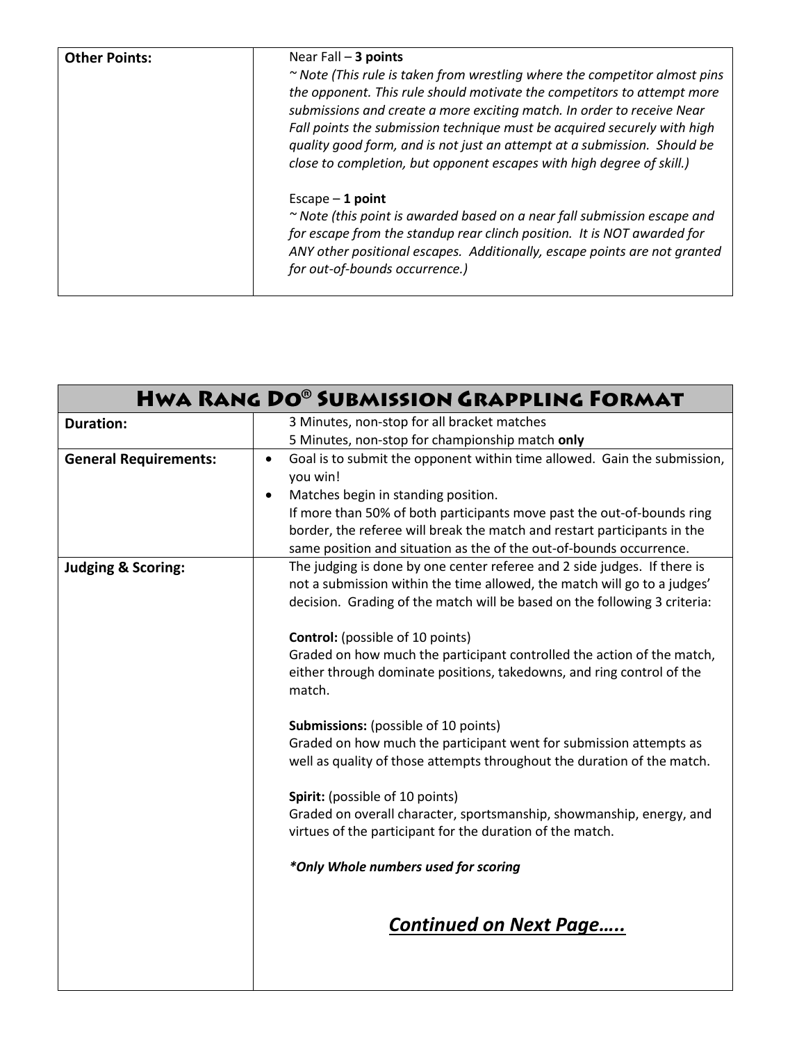| Other Points: | Near Fall – **3 points**<br>*~ Note (This rule is taken from wrestling where the competitor almost pins the opponent. This rule should motivate the competitors to attempt more submissions and create a more exciting match. In order to receive Near Fall points the submission technique must be acquired securely with high quality good form, and is not just an attempt at a submission. Should be close to completion, but opponent escapes with high degree of skill.)*<br><br>Escape – **1 point**<br>*~ Note (this point is awarded based on a near fall submission escape and for escape from the standup rear clinch position. It is NOT awarded for ANY other positional escapes. Additionally, escape points are not granted for out-of-bounds occurrence.)* |
|---|---|

| Hwa Rang Do® Submission Grappling Format | |
|---|---|
| **Duration:** | 3 Minutes, non-stop for all bracket matches<br>5 Minutes, non-stop for championship match **only** |
| **General Requirements:** | • Goal is to submit the opponent within time allowed. Gain the submission, you win!<br>• Matches begin in standing position.<br>If more than 50% of both participants move past the out-of-bounds ring border, the referee will break the match and restart participants in the same position and situation as the of the out-of-bounds occurrence. |
| **Judging & Scoring:** | The judging is done by one center referee and 2 side judges. If there is not a submission within the time allowed, the match will go to a judges' decision. Grading of the match will be based on the following 3 criteria:<br><br>**Control:** (possible of 10 points)<br>Graded on how much the participant controlled the action of the match, either through dominate positions, takedowns, and ring control of the match.<br><br>**Submissions:** (possible of 10 points)<br>Graded on how much the participant went for submission attempts as well as quality of those attempts throughout the duration of the match.<br><br>**Spirit:** (possible of 10 points)<br>Graded on overall character, sportsmanship, showmanship, energy, and virtues of the participant for the duration of the match.<br><br>***Only Whole numbers used for scoring***<br><br>***<u>Continued on Next Page…..</u>*** |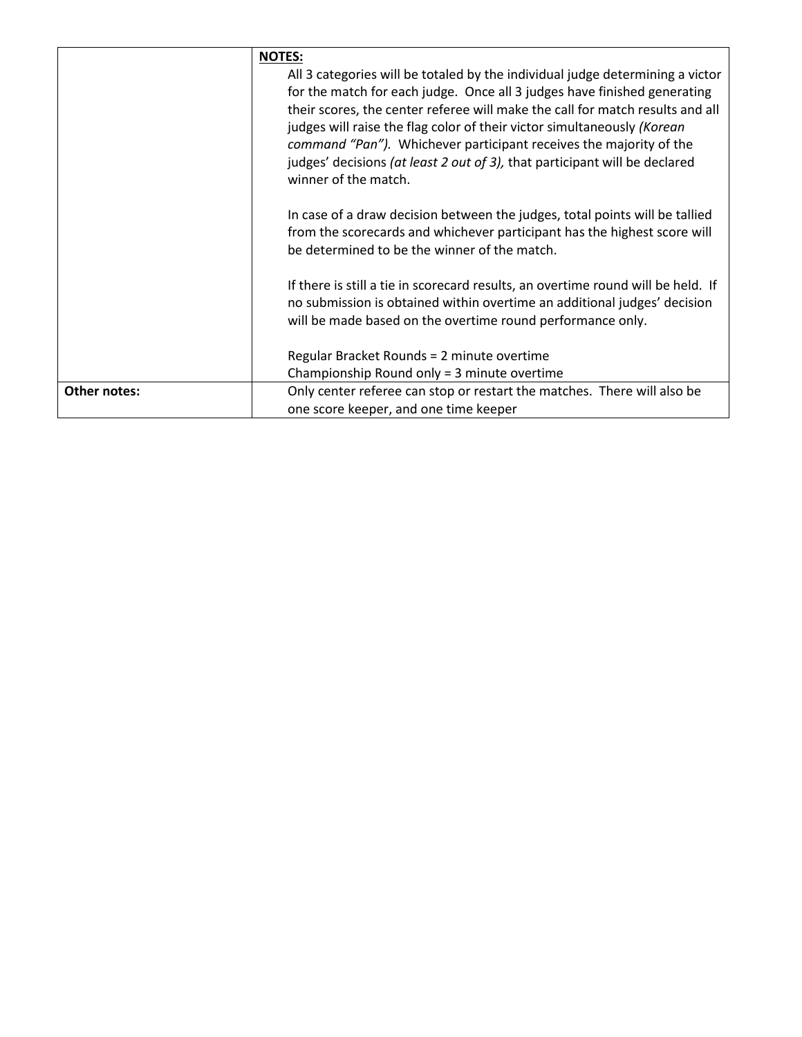| | |
|---|---|
| | **NOTES:**<br>All 3 categories will be totaled by the individual judge determining a victor for the match for each judge. Once all 3 judges have finished generating their scores, the center referee will make the call for match results and all judges will raise the flag color of their victor simultaneously *(Korean command "Pan").* Whichever participant receives the majority of the judges' decisions *(at least 2 out of 3),* that participant will be declared winner of the match.<br><br>In case of a draw decision between the judges, total points will be tallied from the scorecards and whichever participant has the highest score will be determined to be the winner of the match.<br><br>If there is still a tie in scorecard results, an overtime round will be held. If no submission is obtained within overtime an additional judges' decision will be made based on the overtime round performance only.<br><br>Regular Bracket Rounds = 2 minute overtime<br>Championship Round only = 3 minute overtime |
| **Other notes:** | Only center referee can stop or restart the matches. There will also be one score keeper, and one time keeper |